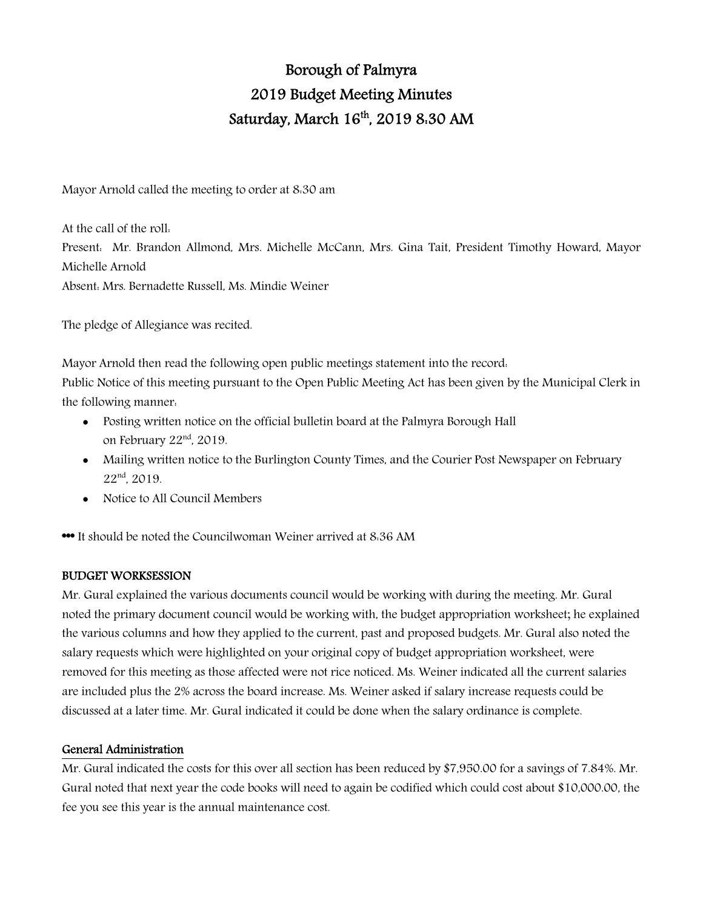# Borough of Palmyra
# 2019 Budget Meeting Minutes
# Saturday, March 16th, 2019 8:30 AM

Mayor Arnold called the meeting to order at 8:30 am

At the call of the roll:
Present: Mr. Brandon Allmond, Mrs. Michelle McCann, Mrs. Gina Tait, President Timothy Howard, Mayor Michelle Arnold
Absent: Mrs. Bernadette Russell, Ms. Mindie Weiner

The pledge of Allegiance was recited.

Mayor Arnold then read the following open public meetings statement into the record:
Public Notice of this meeting pursuant to the Open Public Meeting Act has been given by the Municipal Clerk in the following manner:

- Posting written notice on the official bulletin board at the Palmyra Borough Hall on February 22nd, 2019.
- Mailing written notice to the Burlington County Times, and the Courier Post Newspaper on February 22nd, 2019.
- Notice to All Council Members

••• It should be noted the Councilwoman Weiner arrived at 8:36 AM

**BUDGET WORKSESSION**

Mr. Gural explained the various documents council would be working with during the meeting. Mr. Gural noted the primary document council would be working with, the budget appropriation worksheet; he explained the various columns and how they applied to the current, past and proposed budgets. Mr. Gural also noted the salary requests which were highlighted on your original copy of budget appropriation worksheet, were removed for this meeting as those affected were not rice noticed. Ms. Weiner indicated all the current salaries are included plus the 2% across the board increase. Ms. Weiner asked if salary increase requests could be discussed at a later time. Mr. Gural indicated it could be done when the salary ordinance is complete.

**General Administration**

Mr. Gural indicated the costs for this over all section has been reduced by $7,950.00 for a savings of 7.84%. Mr. Gural noted that next year the code books will need to again be codified which could cost about $10,000.00, the fee you see this year is the annual maintenance cost.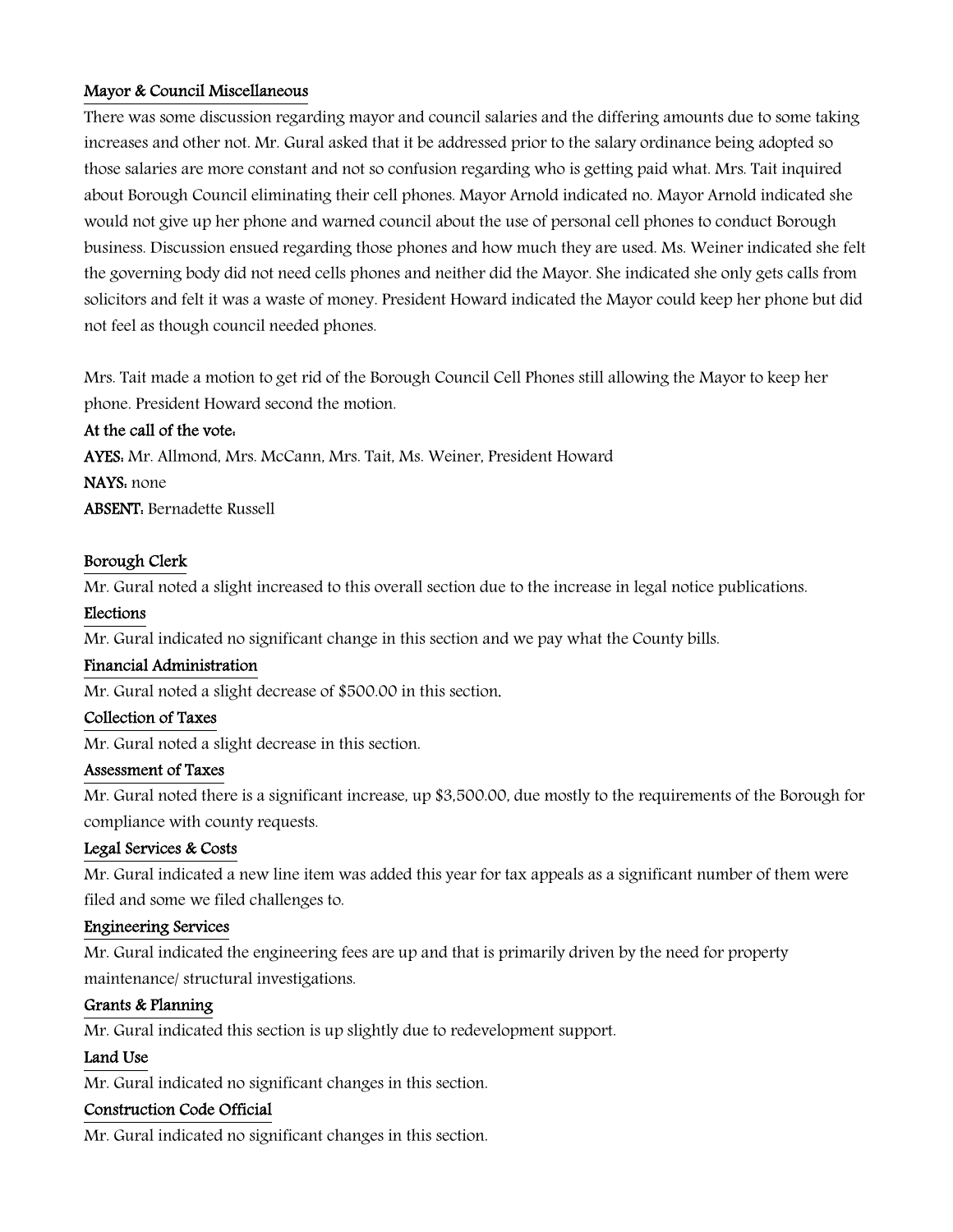Mayor & Council Miscellaneous

There was some discussion regarding mayor and council salaries and the differing amounts due to some taking increases and other not. Mr. Gural asked that it be addressed prior to the salary ordinance being adopted so those salaries are more constant and not so confusion regarding who is getting paid what. Mrs. Tait inquired about Borough Council eliminating their cell phones. Mayor Arnold indicated no. Mayor Arnold indicated she would not give up her phone and warned council about the use of personal cell phones to conduct Borough business. Discussion ensued regarding those phones and how much they are used. Ms. Weiner indicated she felt the governing body did not need cells phones and neither did the Mayor. She indicated she only gets calls from solicitors and felt it was a waste of money. President Howard indicated the Mayor could keep her phone but did not feel as though council needed phones.

Mrs. Tait made a motion to get rid of the Borough Council Cell Phones still allowing the Mayor to keep her phone. President Howard second the motion.

**At the call of the vote:**
**AYES:** Mr. Allmond, Mrs. McCann, Mrs. Tait, Ms. Weiner, President Howard
**NAYS:** none
**ABSENT:** Bernadette Russell

Borough Clerk

Mr. Gural noted a slight increased to this overall section due to the increase in legal notice publications.

Elections

Mr. Gural indicated no significant change in this section and we pay what the County bills.

Financial Administration

Mr. Gural noted a slight decrease of $500.00 in this section.

Collection of Taxes

Mr. Gural noted a slight decrease in this section.

Assessment of Taxes

Mr. Gural noted there is a significant increase, up $3,500.00, due mostly to the requirements of the Borough for compliance with county requests.

Legal Services & Costs

Mr. Gural indicated a new line item was added this year for tax appeals as a significant number of them were filed and some we filed challenges to.

Engineering Services

Mr. Gural indicated the engineering fees are up and that is primarily driven by the need for property maintenance/ structural investigations.

Grants & Planning

Mr. Gural indicated this section is up slightly due to redevelopment support.

Land Use

Mr. Gural indicated no significant changes in this section.

Construction Code Official

Mr. Gural indicated no significant changes in this section.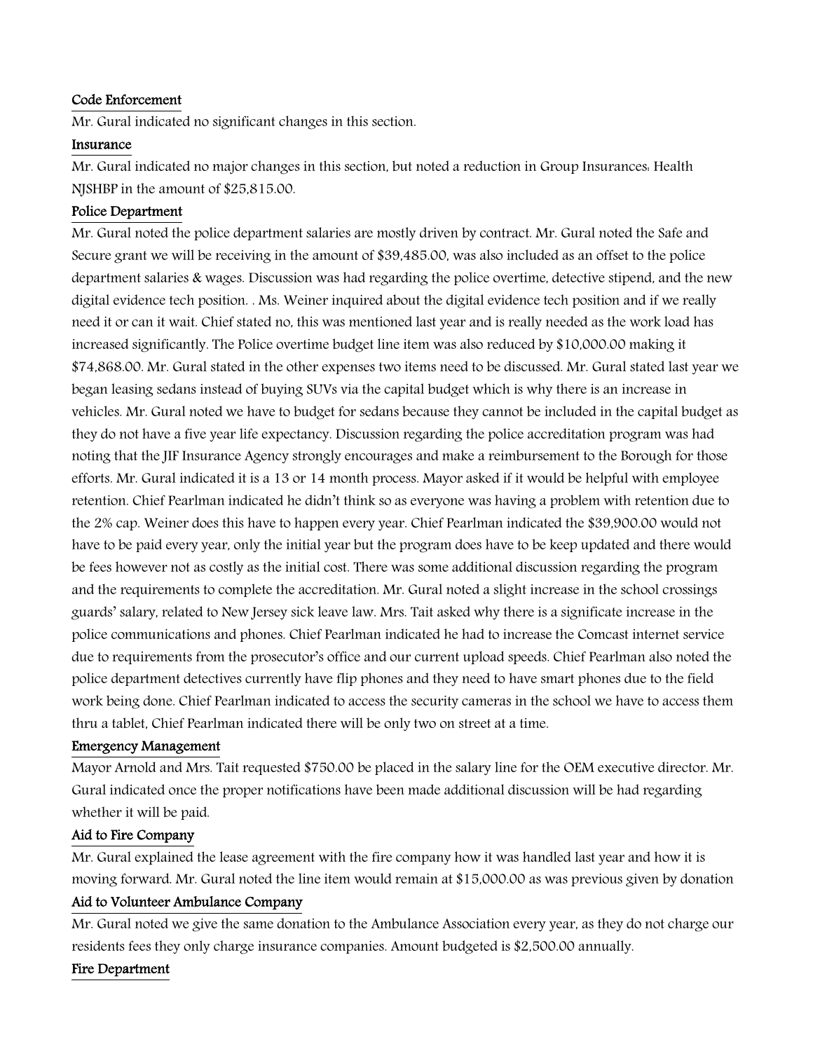### Code Enforcement

Mr. Gural indicated no significant changes in this section.

### Insurance

Mr. Gural indicated no major changes in this section, but noted a reduction in Group Insurances: Health NJSHBP in the amount of $25,815.00.

### Police Department

Mr. Gural noted the police department salaries are mostly driven by contract. Mr. Gural noted the Safe and Secure grant we will be receiving in the amount of $39,485.00, was also included as an offset to the police department salaries & wages. Discussion was had regarding the police overtime, detective stipend, and the new digital evidence tech position. . Ms. Weiner inquired about the digital evidence tech position and if we really need it or can it wait. Chief stated no, this was mentioned last year and is really needed as the work load has increased significantly. The Police overtime budget line item was also reduced by $10,000.00 making it $74,868.00. Mr. Gural stated in the other expenses two items need to be discussed. Mr. Gural stated last year we began leasing sedans instead of buying SUVs via the capital budget which is why there is an increase in vehicles. Mr. Gural noted we have to budget for sedans because they cannot be included in the capital budget as they do not have a five year life expectancy. Discussion regarding the police accreditation program was had noting that the JIF Insurance Agency strongly encourages and make a reimbursement to the Borough for those efforts. Mr. Gural indicated it is a 13 or 14 month process. Mayor asked if it would be helpful with employee retention. Chief Pearlman indicated he didn't think so as everyone was having a problem with retention due to the 2% cap. Weiner does this have to happen every year. Chief Pearlman indicated the $39,900.00 would not have to be paid every year, only the initial year but the program does have to be keep updated and there would be fees however not as costly as the initial cost. There was some additional discussion regarding the program and the requirements to complete the accreditation. Mr. Gural noted a slight increase in the school crossings guards' salary, related to New Jersey sick leave law. Mrs. Tait asked why there is a significate increase in the police communications and phones. Chief Pearlman indicated he had to increase the Comcast internet service due to requirements from the prosecutor's office and our current upload speeds. Chief Pearlman also noted the police department detectives currently have flip phones and they need to have smart phones due to the field work being done. Chief Pearlman indicated to access the security cameras in the school we have to access them thru a tablet, Chief Pearlman indicated there will be only two on street at a time.

### Emergency Management

Mayor Arnold and Mrs. Tait requested $750.00 be placed in the salary line for the OEM executive director. Mr. Gural indicated once the proper notifications have been made additional discussion will be had regarding whether it will be paid.

### Aid to Fire Company

Mr. Gural explained the lease agreement with the fire company how it was handled last year and how it is moving forward. Mr. Gural noted the line item would remain at $15,000.00 as was previous given by donation

### Aid to Volunteer Ambulance Company

Mr. Gural noted we give the same donation to the Ambulance Association every year, as they do not charge our residents fees they only charge insurance companies. Amount budgeted is $2,500.00 annually.

### Fire Department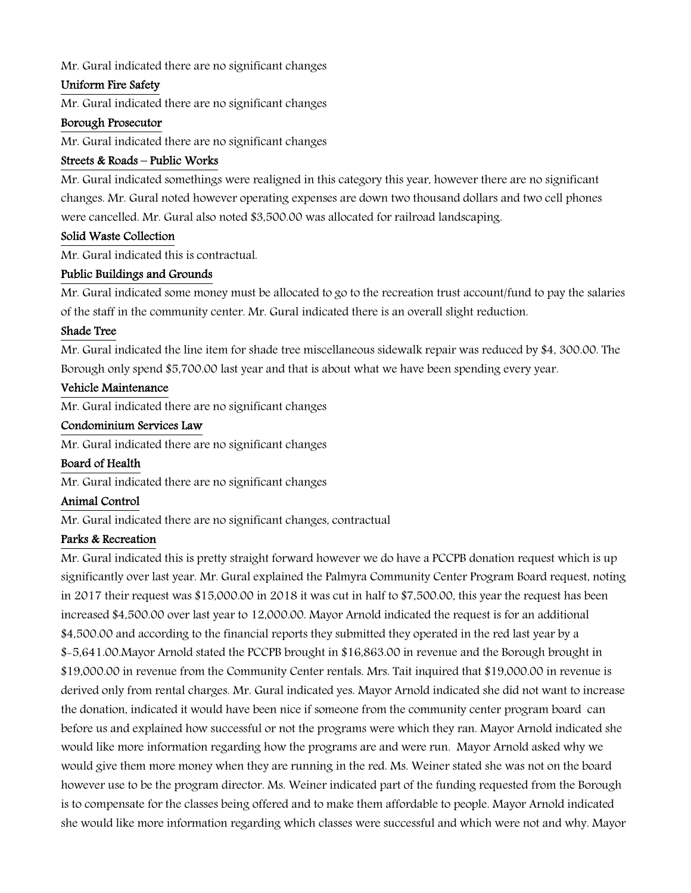Mr. Gural indicated there are no significant changes

Uniform Fire Safety

Mr. Gural indicated there are no significant changes

Borough Prosecutor

Mr. Gural indicated there are no significant changes

Streets & Roads – Public Works

Mr. Gural indicated somethings were realigned in this category this year, however there are no significant changes. Mr. Gural noted however operating expenses are down two thousand dollars and two cell phones were cancelled. Mr. Gural also noted $3,500.00 was allocated for railroad landscaping.

Solid Waste Collection

Mr. Gural indicated this is contractual.

Public Buildings and Grounds

Mr. Gural indicated some money must be allocated to go to the recreation trust account/fund to pay the salaries of the staff in the community center. Mr. Gural indicated there is an overall slight reduction.

Shade Tree

Mr. Gural indicated the line item for shade tree miscellaneous sidewalk repair was reduced by $4, 300.00. The Borough only spend $5,700.00 last year and that is about what we have been spending every year.

Vehicle Maintenance

Mr. Gural indicated there are no significant changes

Condominium Services Law

Mr. Gural indicated there are no significant changes

Board of Health

Mr. Gural indicated there are no significant changes

Animal Control

Mr. Gural indicated there are no significant changes, contractual

Parks & Recreation

Mr. Gural indicated this is pretty straight forward however we do have a PCCPB donation request which is up significantly over last year. Mr. Gural explained the Palmyra Community Center Program Board request, noting in 2017 their request was $15,000.00 in 2018 it was cut in half to $7,500.00, this year the request has been increased $4,500.00 over last year to 12,000.00. Mayor Arnold indicated the request is for an additional $4,500.00 and according to the financial reports they submitted they operated in the red last year by a $-5,641.00.Mayor Arnold stated the PCCPB brought in $16,863.00 in revenue and the Borough brought in $19,000.00 in revenue from the Community Center rentals. Mrs. Tait inquired that $19,000.00 in revenue is derived only from rental charges. Mr. Gural indicated yes. Mayor Arnold indicated she did not want to increase the donation, indicated it would have been nice if someone from the community center program board can before us and explained how successful or not the programs were which they ran. Mayor Arnold indicated she would like more information regarding how the programs are and were run. Mayor Arnold asked why we would give them more money when they are running in the red. Ms. Weiner stated she was not on the board however use to be the program director. Ms. Weiner indicated part of the funding requested from the Borough is to compensate for the classes being offered and to make them affordable to people. Mayor Arnold indicated she would like more information regarding which classes were successful and which were not and why. Mayor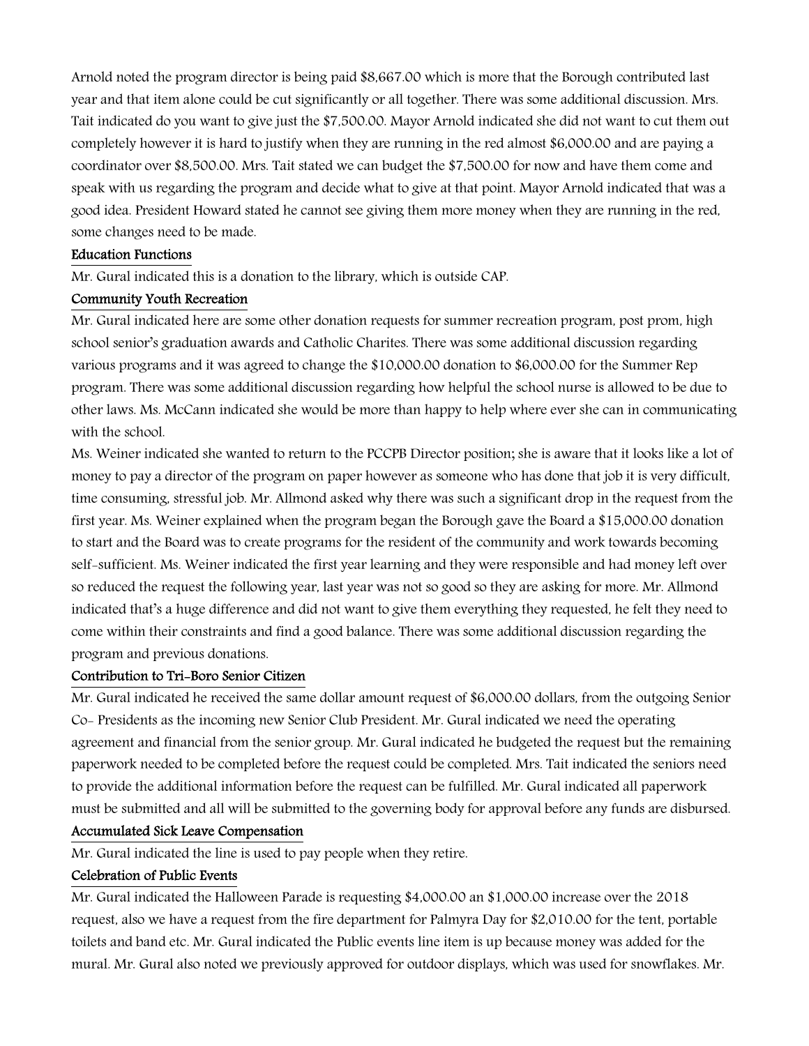Arnold noted the program director is being paid $8,667.00 which is more that the Borough contributed last year and that item alone could be cut significantly or all together. There was some additional discussion. Mrs. Tait indicated do you want to give just the $7,500.00. Mayor Arnold indicated she did not want to cut them out completely however it is hard to justify when they are running in the red almost $6,000.00 and are paying a coordinator over $8,500.00. Mrs. Tait stated we can budget the $7,500.00 for now and have them come and speak with us regarding the program and decide what to give at that point. Mayor Arnold indicated that was a good idea. President Howard stated he cannot see giving them more money when they are running in the red, some changes need to be made.

**Education Functions**

Mr. Gural indicated this is a donation to the library, which is outside CAP.

**Community Youth Recreation**

Mr. Gural indicated here are some other donation requests for summer recreation program, post prom, high school senior's graduation awards and Catholic Charites. There was some additional discussion regarding various programs and it was agreed to change the $10,000.00 donation to $6,000.00 for the Summer Rep program. There was some additional discussion regarding how helpful the school nurse is allowed to be due to other laws. Ms. McCann indicated she would be more than happy to help where ever she can in communicating with the school.

Ms. Weiner indicated she wanted to return to the PCCPB Director position; she is aware that it looks like a lot of money to pay a director of the program on paper however as someone who has done that job it is very difficult, time consuming, stressful job. Mr. Allmond asked why there was such a significant drop in the request from the first year. Ms. Weiner explained when the program began the Borough gave the Board a $15,000.00 donation to start and the Board was to create programs for the resident of the community and work towards becoming self-sufficient. Ms. Weiner indicated the first year learning and they were responsible and had money left over so reduced the request the following year, last year was not so good so they are asking for more. Mr. Allmond indicated that's a huge difference and did not want to give them everything they requested, he felt they need to come within their constraints and find a good balance. There was some additional discussion regarding the program and previous donations.

**Contribution to Tri-Boro Senior Citizen**

Mr. Gural indicated he received the same dollar amount request of $6,000.00 dollars, from the outgoing Senior Co- Presidents as the incoming new Senior Club President. Mr. Gural indicated we need the operating agreement and financial from the senior group. Mr. Gural indicated he budgeted the request but the remaining paperwork needed to be completed before the request could be completed. Mrs. Tait indicated the seniors need to provide the additional information before the request can be fulfilled. Mr. Gural indicated all paperwork must be submitted and all will be submitted to the governing body for approval before any funds are disbursed.

**Accumulated Sick Leave Compensation**

Mr. Gural indicated the line is used to pay people when they retire.

**Celebration of Public Events**

Mr. Gural indicated the Halloween Parade is requesting $4,000.00 an $1,000.00 increase over the 2018 request, also we have a request from the fire department for Palmyra Day for $2,010.00 for the tent, portable toilets and band etc. Mr. Gural indicated the Public events line item is up because money was added for the mural. Mr. Gural also noted we previously approved for outdoor displays, which was used for snowflakes. Mr.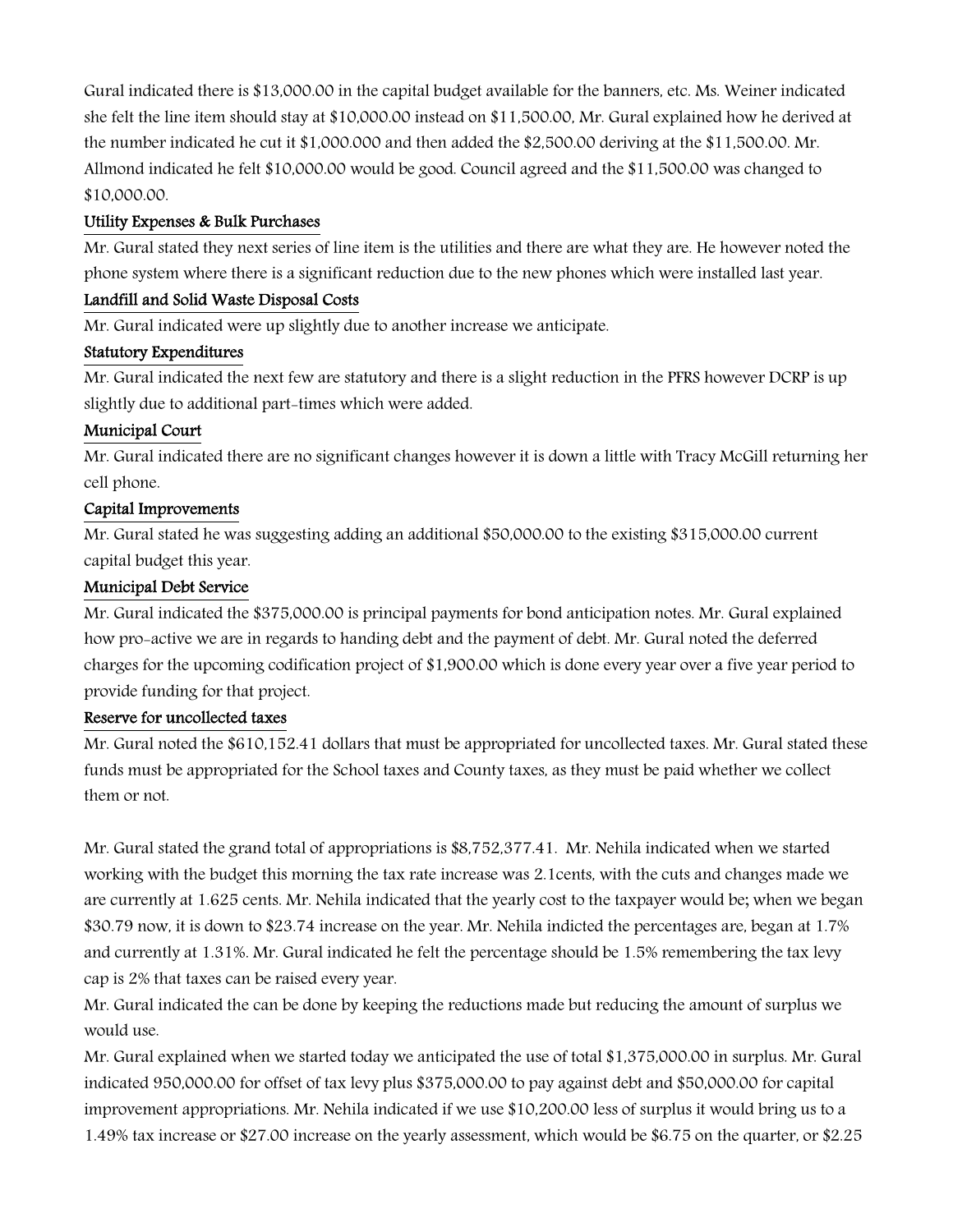Gural indicated there is $13,000.00 in the capital budget available for the banners, etc. Ms. Weiner indicated she felt the line item should stay at $10,000.00 instead on $11,500.00, Mr. Gural explained how he derived at the number indicated he cut it $1,000.000 and then added the $2,500.00 deriving at the $11,500.00. Mr. Allmond indicated he felt $10,000.00 would be good. Council agreed and the $11,500.00 was changed to $10,000.00.

### Utility Expenses & Bulk Purchases

Mr. Gural stated they next series of line item is the utilities and there are what they are. He however noted the phone system where there is a significant reduction due to the new phones which were installed last year.

### Landfill and Solid Waste Disposal Costs

Mr. Gural indicated were up slightly due to another increase we anticipate.

### Statutory Expenditures

Mr. Gural indicated the next few are statutory and there is a slight reduction in the PFRS however DCRP is up slightly due to additional part-times which were added.

### Municipal Court

Mr. Gural indicated there are no significant changes however it is down a little with Tracy McGill returning her cell phone.

### Capital Improvements

Mr. Gural stated he was suggesting adding an additional $50,000.00 to the existing $315,000.00 current capital budget this year.

### Municipal Debt Service

Mr. Gural indicated the $375,000.00 is principal payments for bond anticipation notes. Mr. Gural explained how pro-active we are in regards to handing debt and the payment of debt. Mr. Gural noted the deferred charges for the upcoming codification project of $1,900.00 which is done every year over a five year period to provide funding for that project.

### Reserve for uncollected taxes

Mr. Gural noted the $610,152.41 dollars that must be appropriated for uncollected taxes. Mr. Gural stated these funds must be appropriated for the School taxes and County taxes, as they must be paid whether we collect them or not.

Mr. Gural stated the grand total of appropriations is $8,752,377.41. Mr. Nehila indicated when we started working with the budget this morning the tax rate increase was 2.1cents, with the cuts and changes made we are currently at 1.625 cents. Mr. Nehila indicated that the yearly cost to the taxpayer would be; when we began $30.79 now, it is down to $23.74 increase on the year. Mr. Nehila indicted the percentages are, began at 1.7% and currently at 1.31%. Mr. Gural indicated he felt the percentage should be 1.5% remembering the tax levy cap is 2% that taxes can be raised every year.

Mr. Gural indicated the can be done by keeping the reductions made but reducing the amount of surplus we would use.

Mr. Gural explained when we started today we anticipated the use of total $1,375,000.00 in surplus. Mr. Gural indicated 950,000.00 for offset of tax levy plus $375,000.00 to pay against debt and $50,000.00 for capital improvement appropriations. Mr. Nehila indicated if we use $10,200.00 less of surplus it would bring us to a 1.49% tax increase or $27.00 increase on the yearly assessment, which would be $6.75 on the quarter, or $2.25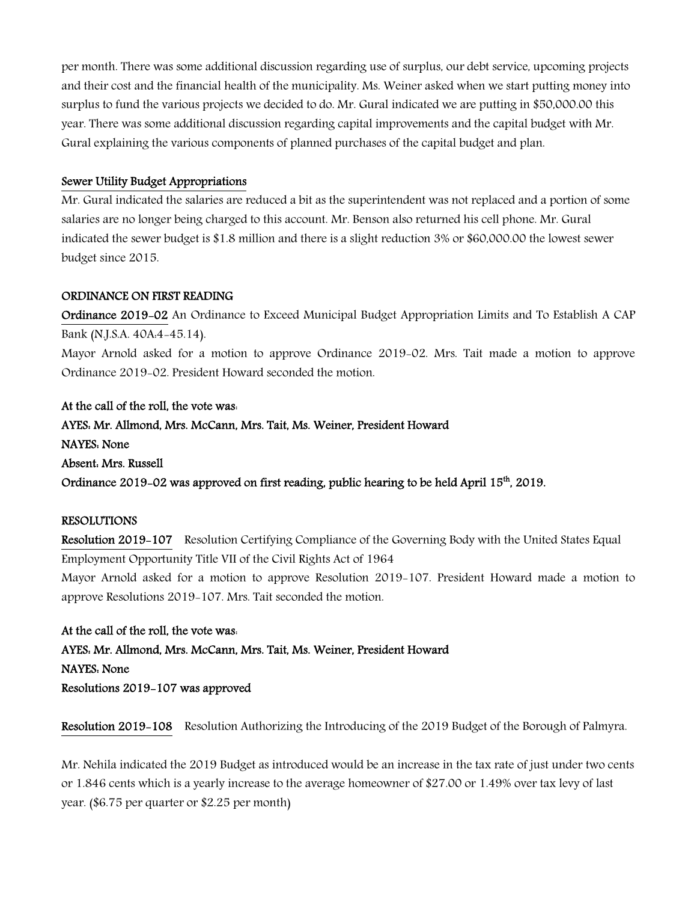per month. There was some additional discussion regarding use of surplus, our debt service, upcoming projects and their cost and the financial health of the municipality. Ms. Weiner asked when we start putting money into surplus to fund the various projects we decided to do. Mr. Gural indicated we are putting in $50,000.00 this year. There was some additional discussion regarding capital improvements and the capital budget with Mr. Gural explaining the various components of planned purchases of the capital budget and plan.

Sewer Utility Budget Appropriations

Mr. Gural indicated the salaries are reduced a bit as the superintendent was not replaced and a portion of some salaries are no longer being charged to this account. Mr. Benson also returned his cell phone. Mr. Gural indicated the sewer budget is $1.8 million and there is a slight reduction 3% or $60,000.00 the lowest sewer budget since 2015.

**ORDINANCE ON FIRST READING**

**Ordinance 2019-02** An Ordinance to Exceed Municipal Budget Appropriation Limits and To Establish A CAP Bank (N.J.S.A. 40A:4-45.14).

Mayor Arnold asked for a motion to approve Ordinance 2019-02. Mrs. Tait made a motion to approve Ordinance 2019-02. President Howard seconded the motion.

**At the call of the roll, the vote was:**
**AYES: Mr. Allmond, Mrs. McCann, Mrs. Tait, Ms. Weiner, President Howard**
**NAYES: None**
**Absent: Mrs. Russell**
**Ordinance 2019-02 was approved on first reading, public hearing to be held April 15th, 2019.**

**RESOLUTIONS**

**Resolution 2019-107** Resolution Certifying Compliance of the Governing Body with the United States Equal Employment Opportunity Title VII of the Civil Rights Act of 1964

Mayor Arnold asked for a motion to approve Resolution 2019-107. President Howard made a motion to approve Resolutions 2019-107. Mrs. Tait seconded the motion.

**At the call of the roll, the vote was:**
**AYES: Mr. Allmond, Mrs. McCann, Mrs. Tait, Ms. Weiner, President Howard**
**NAYES: None**
**Resolutions 2019-107 was approved**

**Resolution 2019-108** Resolution Authorizing the Introducing of the 2019 Budget of the Borough of Palmyra.

Mr. Nehila indicated the 2019 Budget as introduced would be an increase in the tax rate of just under two cents or 1.846 cents which is a yearly increase to the average homeowner of $27.00 or 1.49% over tax levy of last year. ($6.75 per quarter or $2.25 per month)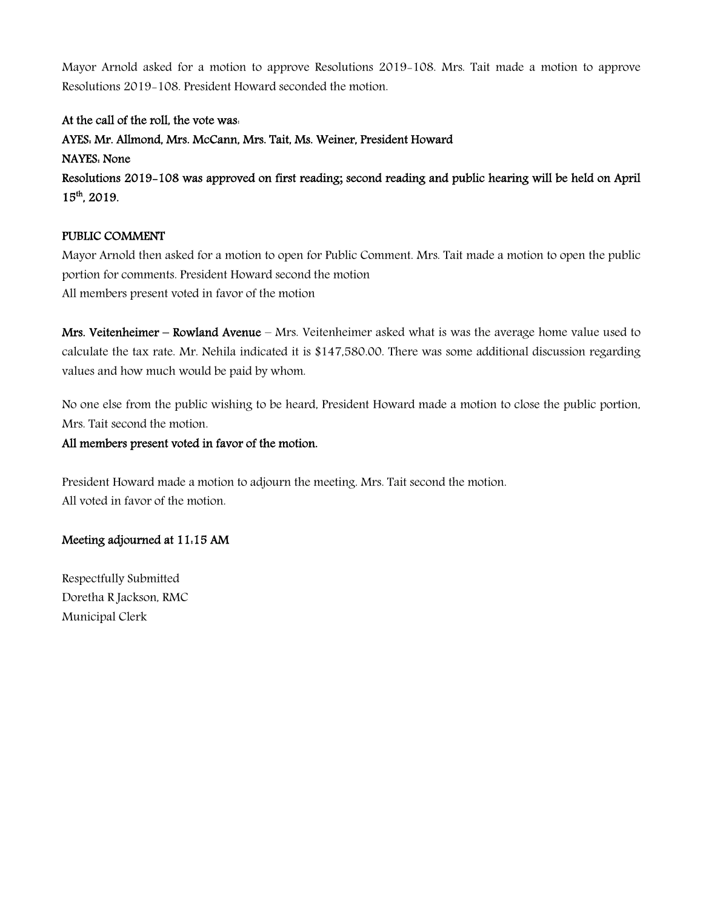Mayor Arnold asked for a motion to approve Resolutions 2019-108. Mrs. Tait made a motion to approve Resolutions 2019-108. President Howard seconded the motion.

**At the call of the roll, the vote was:**
**AYES: Mr. Allmond, Mrs. McCann, Mrs. Tait, Ms. Weiner, President Howard**
**NAYES: None**
**Resolutions 2019-108 was approved on first reading; second reading and public hearing will be held on April 15th, 2019.**

**PUBLIC COMMENT**

Mayor Arnold then asked for a motion to open for Public Comment. Mrs. Tait made a motion to open the public portion for comments. President Howard second the motion
All members present voted in favor of the motion

**Mrs. Veitenheimer – Rowland Avenue** – Mrs. Veitenheimer asked what is was the average home value used to calculate the tax rate. Mr. Nehila indicated it is $147,580.00. There was some additional discussion regarding values and how much would be paid by whom.

No one else from the public wishing to be heard, President Howard made a motion to close the public portion, Mrs. Tait second the motion.

**All members present voted in favor of the motion.**

President Howard made a motion to adjourn the meeting. Mrs. Tait second the motion.
All voted in favor of the motion.

**Meeting adjourned at 11:15 AM**

Respectfully Submitted
Doretha R Jackson, RMC
Municipal Clerk